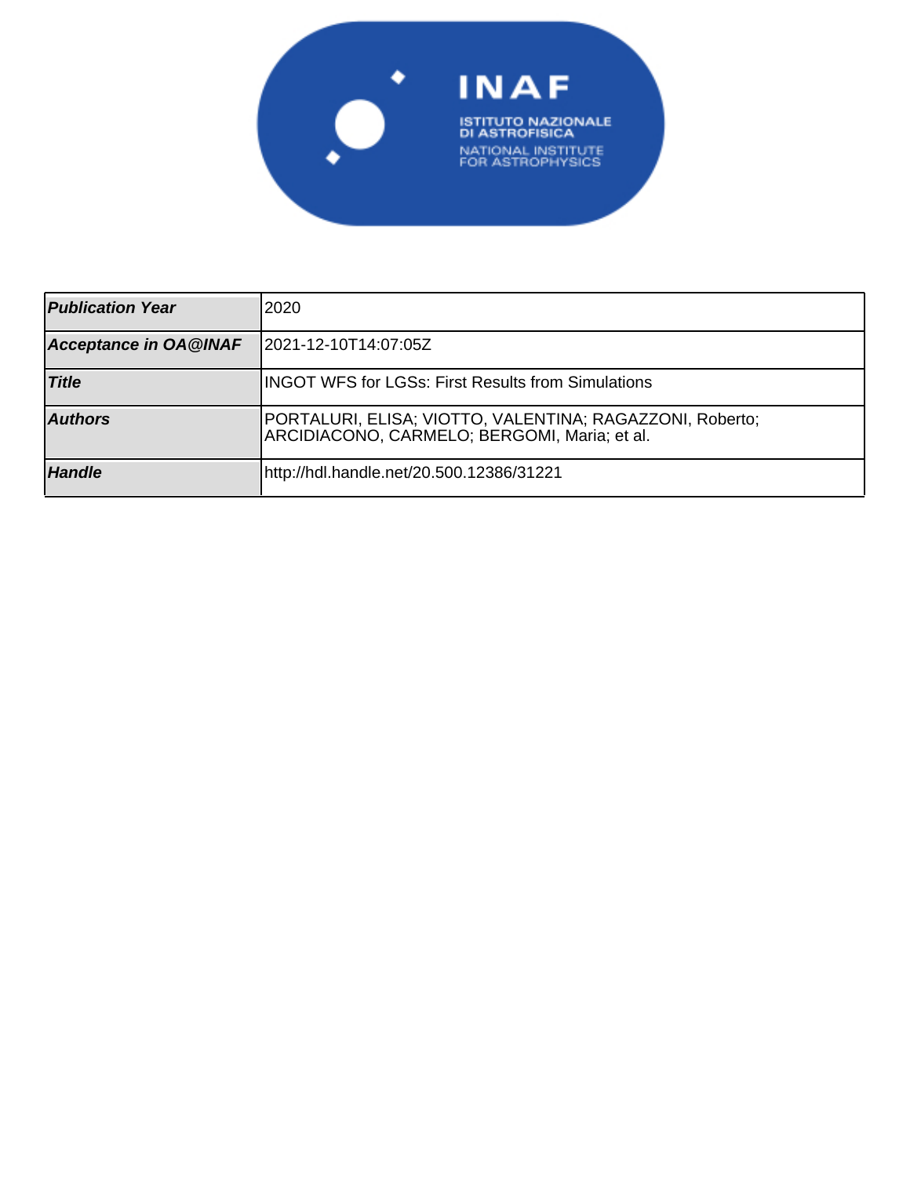| Publication Year | 2020 |
|---|---|
| Acceptance in OA@INAF | 2021-12-10T14:07:05Z |
| Title | INGOT WFS for LGSs: First Results from Simulations |
| Authors | PORTALURI, ELISA; VIOTTO, VALENTINA; RAGAZZONI, Roberto; ARCIDIACONO, CARMELO; BERGOMI, Maria; et al. |
| Handle | http://hdl.handle.net/20.500.12386/31221 |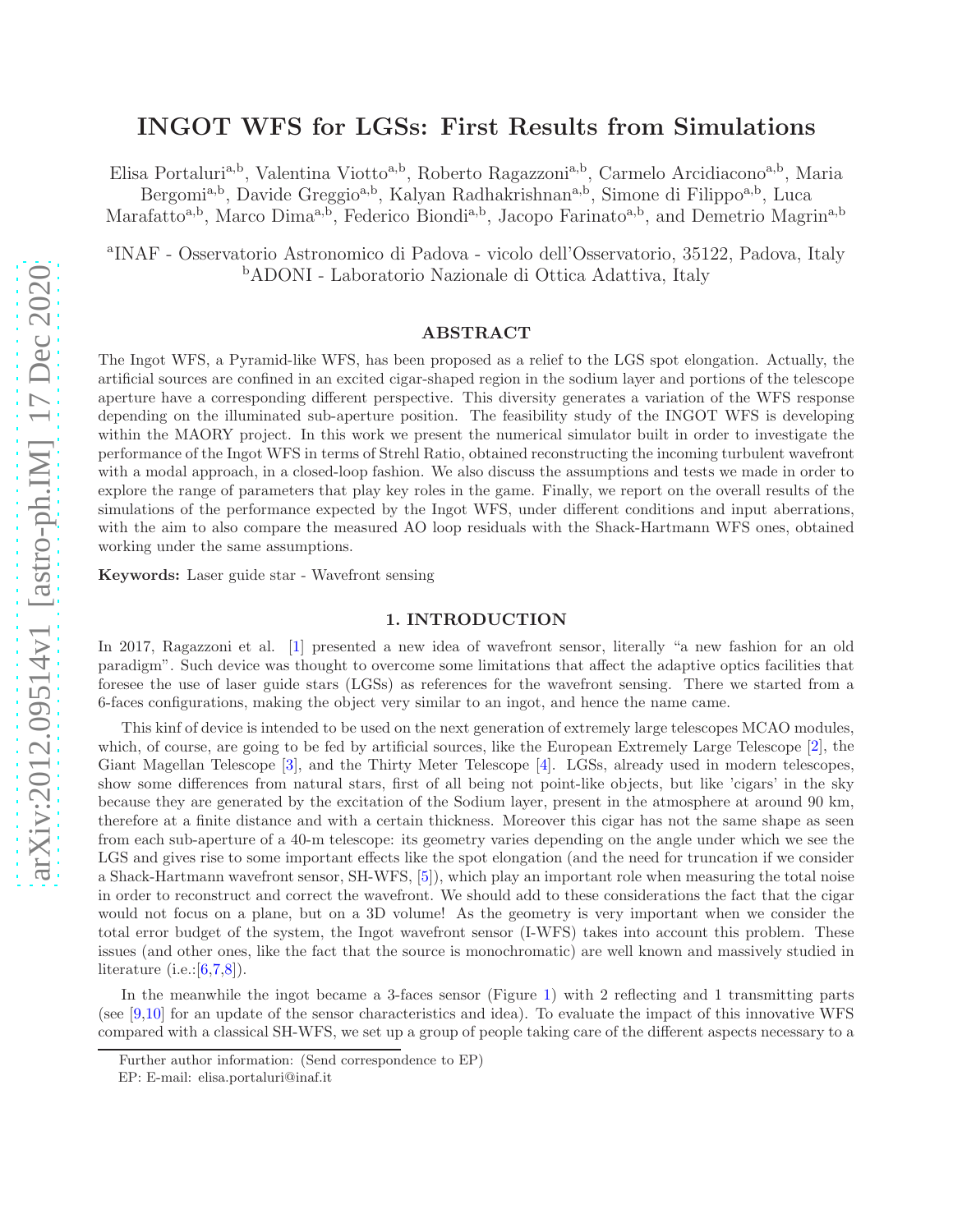# INGOT WFS for LGSs: First Results from Simulations

Elisa Portaluri[a,b], Valentina Viotto[a,b], Roberto Ragazzoni[a,b], Carmelo Arcidiacono[a,b], Maria Bergomi[a,b], Davide Greggio[a,b], Kalyan Radhakrishnan[a,b], Simone di Filippo[a,b], Luca Marafatto[a,b], Marco Dima[a,b], Federico Biondi[a,b], Jacopo Farinato[a,b], and Demetrio Magrin[a,b]

[a]INAF - Osservatorio Astronomico di Padova - vicolo dell'Osservatorio, 35122, Padova, Italy
[b]ADONI - Laboratorio Nazionale di Ottica Adattiva, Italy

## ABSTRACT

The Ingot WFS, a Pyramid-like WFS, has been proposed as a relief to the LGS spot elongation. Actually, the artificial sources are confined in an excited cigar-shaped region in the sodium layer and portions of the telescope aperture have a corresponding different perspective. This diversity generates a variation of the WFS response depending on the illuminated sub-aperture position. The feasibility study of the INGOT WFS is developing within the MAORY project. In this work we present the numerical simulator built in order to investigate the performance of the Ingot WFS in terms of Strehl Ratio, obtained reconstructing the incoming turbulent wavefront with a modal approach, in a closed-loop fashion. We also discuss the assumptions and tests we made in order to explore the range of parameters that play key roles in the game. Finally, we report on the overall results of the simulations of the performance expected by the Ingot WFS, under different conditions and input aberrations, with the aim to also compare the measured AO loop residuals with the Shack-Hartmann WFS ones, obtained working under the same assumptions.

**Keywords:** Laser guide star - Wavefront sensing

## 1. INTRODUCTION

In 2017, Ragazzoni et al. [1] presented a new idea of wavefront sensor, literally "a new fashion for an old paradigm". Such device was thought to overcome some limitations that affect the adaptive optics facilities that foresee the use of laser guide stars (LGSs) as references for the wavefront sensing. There we started from a 6-faces configurations, making the object very similar to an ingot, and hence the name came.

This kinf of device is intended to be used on the next generation of extremely large telescopes MCAO modules, which, of course, are going to be fed by artificial sources, like the European Extremely Large Telescope [2], the Giant Magellan Telescope [3], and the Thirty Meter Telescope [4]. LGSs, already used in modern telescopes, show some differences from natural stars, first of all being not point-like objects, but like 'cigars' in the sky because they are generated by the excitation of the Sodium layer, present in the atmosphere at around 90 km, therefore at a finite distance and with a certain thickness. Moreover this cigar has not the same shape as seen from each sub-aperture of a 40-m telescope: its geometry varies depending on the angle under which we see the LGS and gives rise to some important effects like the spot elongation (and the need for truncation if we consider a Shack-Hartmann wavefront sensor, SH-WFS, [5]), which play an important role when measuring the total noise in order to reconstruct and correct the wavefront. We should add to these considerations the fact that the cigar would not focus on a plane, but on a 3D volume! As the geometry is very important when we consider the total error budget of the system, the Ingot wavefront sensor (I-WFS) takes into account this problem. These issues (and other ones, like the fact that the source is monochromatic) are well known and massively studied in literature (i.e.:[6,7,8]).

In the meanwhile the ingot became a 3-faces sensor (Figure 1) with 2 reflecting and 1 transmitting parts (see [9,10] for an update of the sensor characteristics and idea). To evaluate the impact of this innovative WFS compared with a classical SH-WFS, we set up a group of people taking care of the different aspects necessary to a

Further author information: (Send correspondence to EP)
EP: E-mail: elisa.portaluri@inaf.it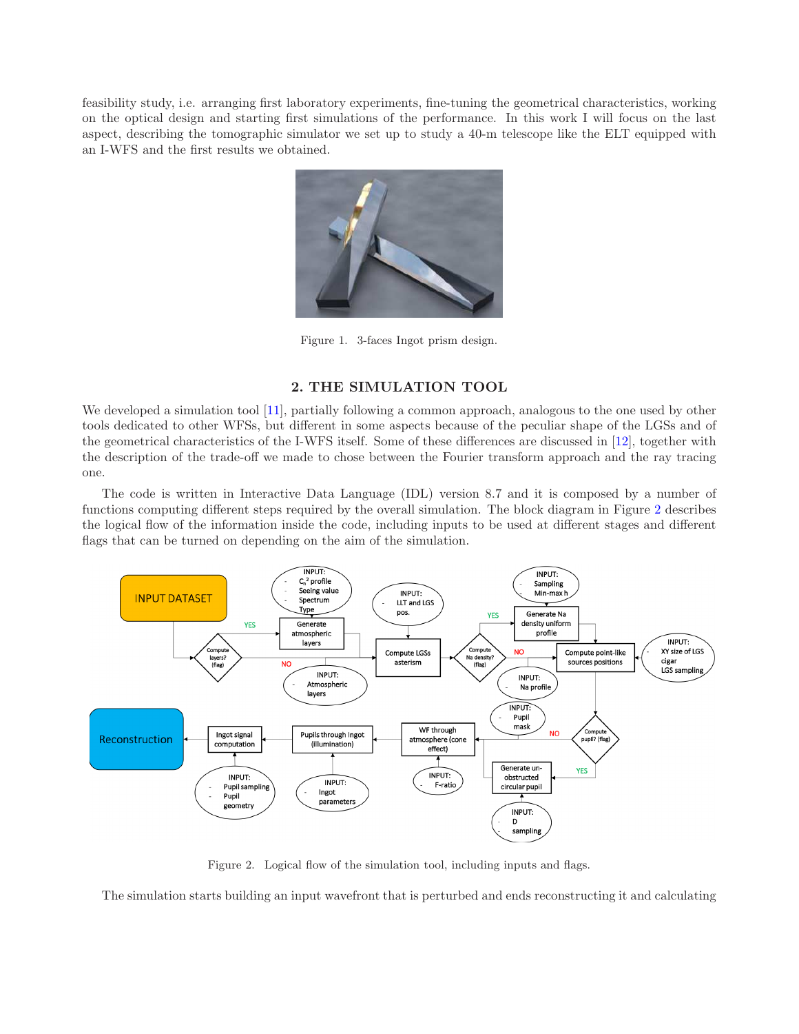feasibility study, i.e. arranging first laboratory experiments, fine-tuning the geometrical characteristics, working on the optical design and starting first simulations of the performance. In this work I will focus on the last aspect, describing the tomographic simulator we set up to study a 40-m telescope like the ELT equipped with an I-WFS and the first results we obtained.

Figure 1. 3-faces Ingot prism design.

## 2. THE SIMULATION TOOL

We developed a simulation tool [11], partially following a common approach, analogous to the one used by other tools dedicated to other WFSs, but different in some aspects because of the peculiar shape of the LGSs and of the geometrical characteristics of the I-WFS itself. Some of these differences are discussed in [12], together with the description of the trade-off we made to chose between the Fourier transform approach and the ray tracing one.

The code is written in Interactive Data Language (IDL) version 8.7 and it is composed by a number of functions computing different steps required by the overall simulation. The block diagram in Figure 2 describes the logical flow of the information inside the code, including inputs to be used at different stages and different flags that can be turned on depending on the aim of the simulation.

Figure 2. Logical flow of the simulation tool, including inputs and flags.

The simulation starts building an input wavefront that is perturbed and ends reconstructing it and calculating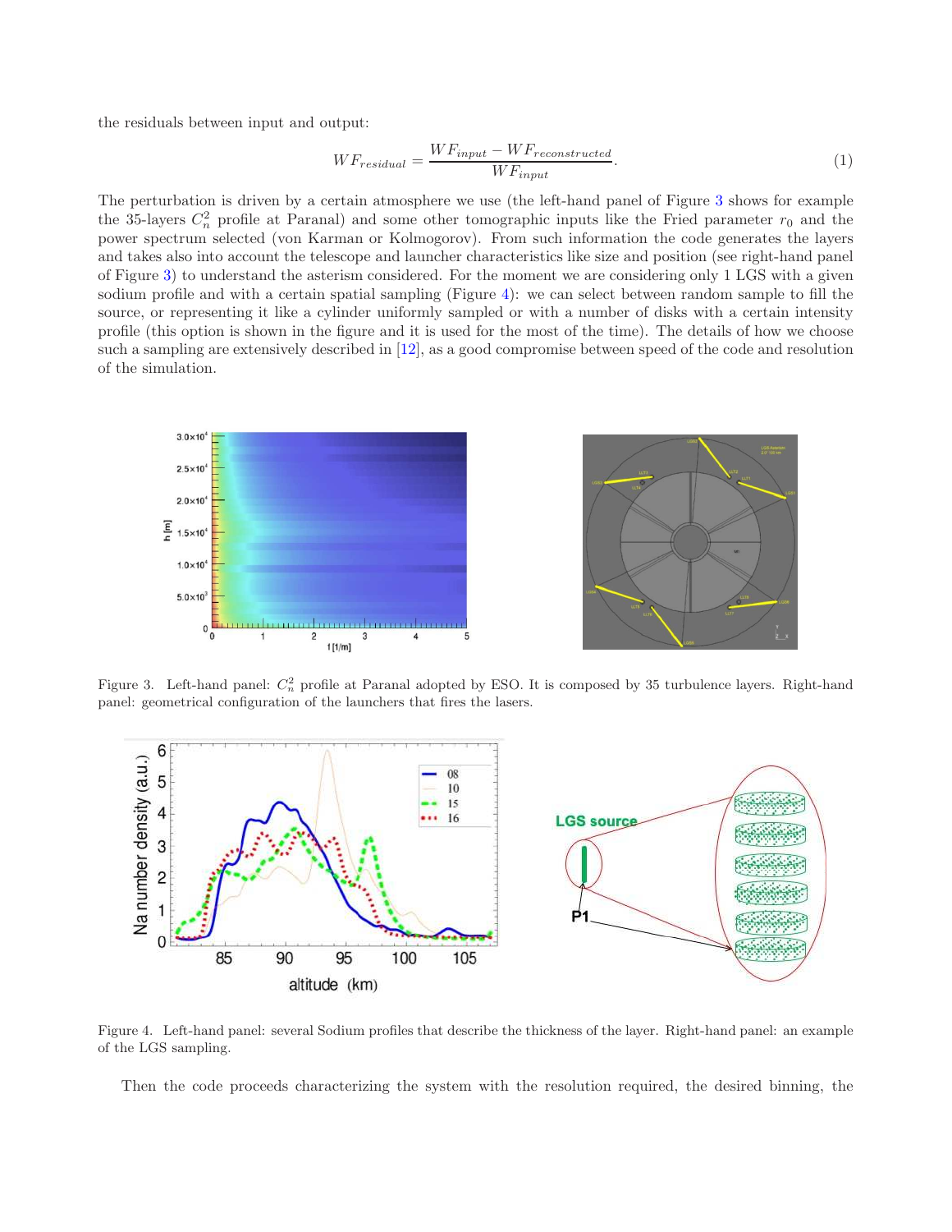the residuals between input and output:

$$WF_{residual} = \frac{WF_{input} - WF_{reconstructed}}{WF_{input}}. \tag{1}$$

The perturbation is driven by a certain atmosphere we use (the left-hand panel of Figure 3 shows for example the 35-layers $C_n^2$ profile at Paranal) and some other tomographic inputs like the Fried parameter $r_0$ and the power spectrum selected (von Karman or Kolmogorov). From such information the code generates the layers and takes also into account the telescope and launcher characteristics like size and position (see right-hand panel of Figure 3) to understand the asterism considered. For the moment we are considering only 1 LGS with a given sodium profile and with a certain spatial sampling (Figure 4): we can select between random sample to fill the source, or representing it like a cylinder uniformly sampled or with a number of disks with a certain intensity profile (this option is shown in the figure and it is used for the most of the time). The details of how we choose such a sampling are extensively described in [12], as a good compromise between speed of the code and resolution of the simulation.

Figure 3. Left-hand panel: $C_n^2$ profile at Paranal adopted by ESO. It is composed by 35 turbulence layers. Right-hand panel: geometrical configuration of the launchers that fires the lasers.

Figure 4. Left-hand panel: several Sodium profiles that describe the thickness of the layer. Right-hand panel: an example of the LGS sampling.

Then the code proceeds characterizing the system with the resolution required, the desired binning, the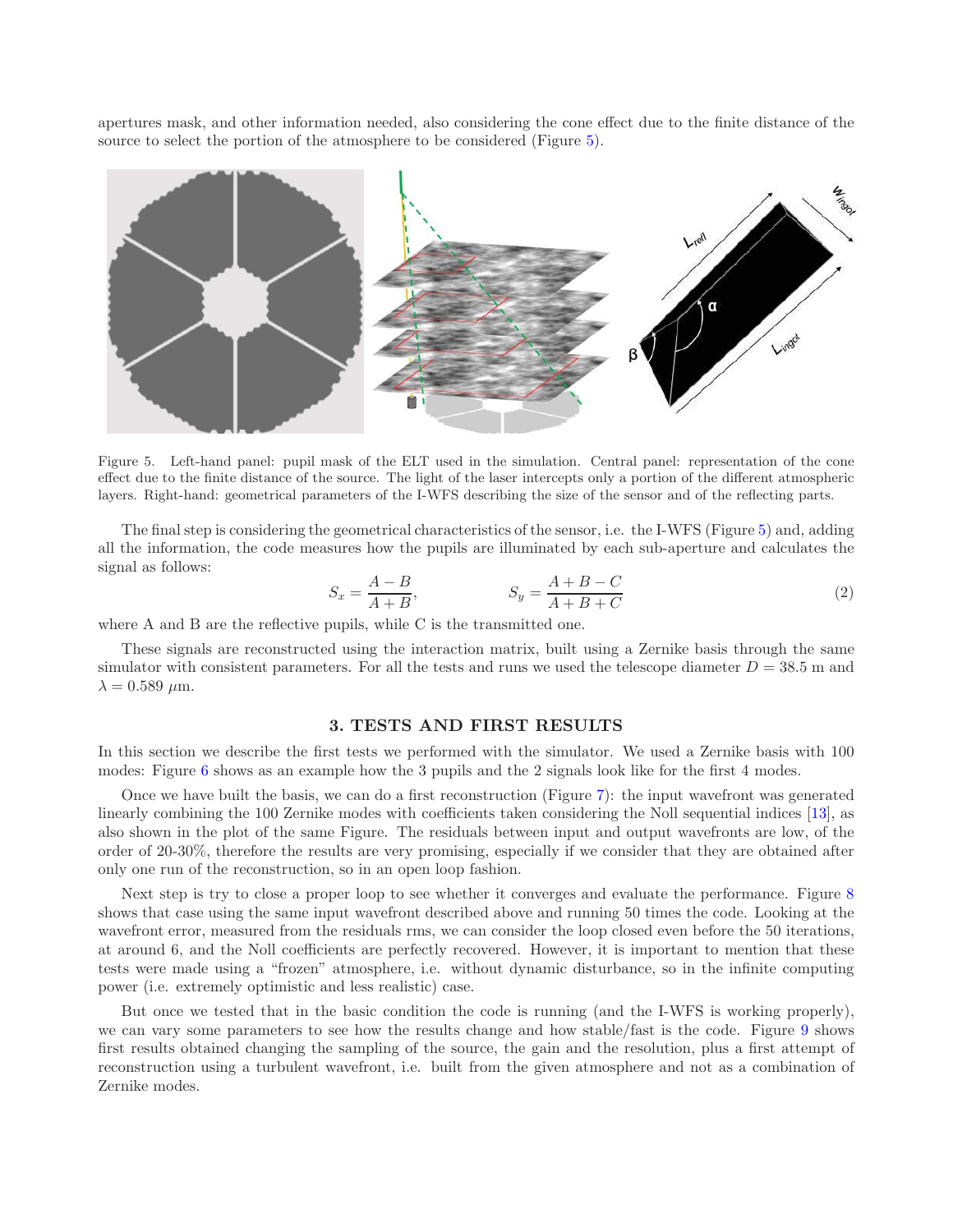apertures mask, and other information needed, also considering the cone effect due to the finite distance of the source to select the portion of the atmosphere to be considered (Figure 5).

Figure 5. Left-hand panel: pupil mask of the ELT used in the simulation. Central panel: representation of the cone effect due to the finite distance of the source. The light of the laser intercepts only a portion of the different atmospheric layers. Right-hand: geometrical parameters of the I-WFS describing the size of the sensor and of the reflecting parts.

The final step is considering the geometrical characteristics of the sensor, i.e. the I-WFS (Figure 5) and, adding all the information, the code measures how the pupils are illuminated by each sub-aperture and calculates the signal as follows:

$$S_x = \frac{A - B}{A + B}, \qquad\qquad S_y = \frac{A + B - C}{A + B + C} \tag{2}$$

where A and B are the reflective pupils, while C is the transmitted one.

These signals are reconstructed using the interaction matrix, built using a Zernike basis through the same simulator with consistent parameters. For all the tests and runs we used the telescope diameter $D = 38.5$ m and $\lambda = 0.589$ $\mu$m.

## 3. TESTS AND FIRST RESULTS

In this section we describe the first tests we performed with the simulator. We used a Zernike basis with 100 modes: Figure 6 shows as an example how the 3 pupils and the 2 signals look like for the first 4 modes.

Once we have built the basis, we can do a first reconstruction (Figure 7): the input wavefront was generated linearly combining the 100 Zernike modes with coefficients taken considering the Noll sequential indices [13], as also shown in the plot of the same Figure. The residuals between input and output wavefronts are low, of the order of 20-30%, therefore the results are very promising, especially if we consider that they are obtained after only one run of the reconstruction, so in an open loop fashion.

Next step is try to close a proper loop to see whether it converges and evaluate the performance. Figure 8 shows that case using the same input wavefront described above and running 50 times the code. Looking at the wavefront error, measured from the residuals rms, we can consider the loop closed even before the 50 iterations, at around 6, and the Noll coefficients are perfectly recovered. However, it is important to mention that these tests were made using a "frozen" atmosphere, i.e. without dynamic disturbance, so in the infinite computing power (i.e. extremely optimistic and less realistic) case.

But once we tested that in the basic condition the code is running (and the I-WFS is working properly), we can vary some parameters to see how the results change and how stable/fast is the code. Figure 9 shows first results obtained changing the sampling of the source, the gain and the resolution, plus a first attempt of reconstruction using a turbulent wavefront, i.e. built from the given atmosphere and not as a combination of Zernike modes.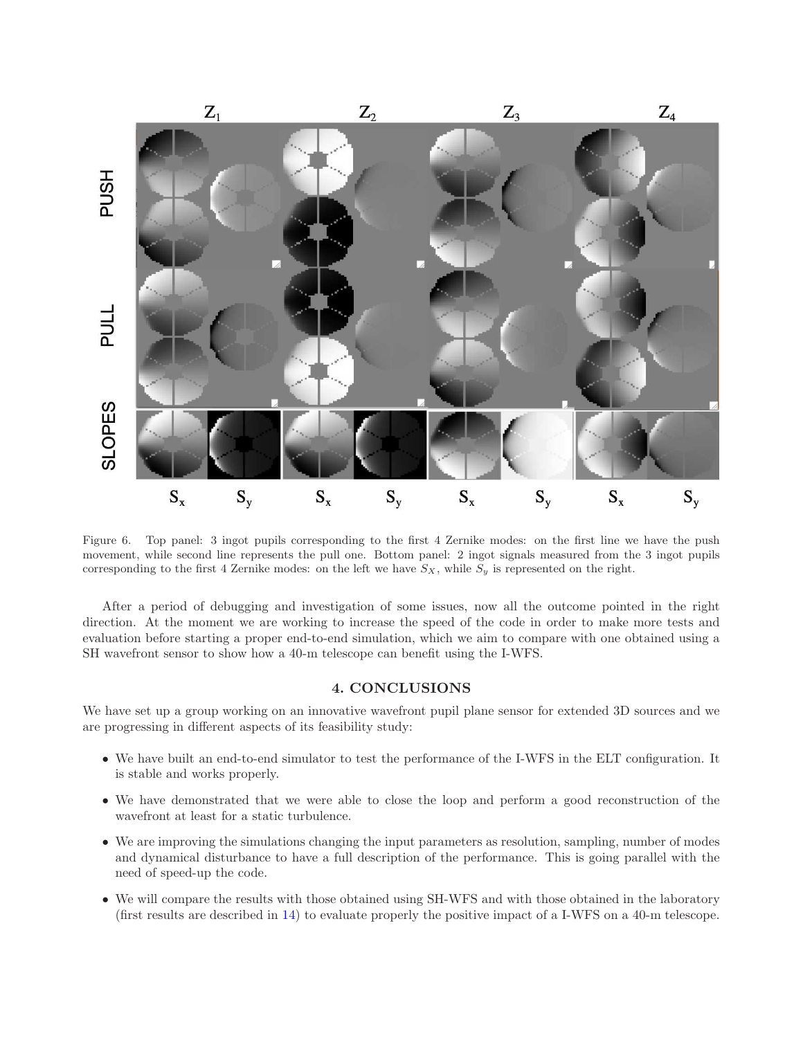Figure 6. Top panel: 3 ingot pupils corresponding to the first 4 Zernike modes: on the first line we have the push movement, while second line represents the pull one. Bottom panel: 2 ingot signals measured from the 3 ingot pupils corresponding to the first 4 Zernike modes: on the left we have $S_X$, while $S_y$ is represented on the right.

After a period of debugging and investigation of some issues, now all the outcome pointed in the right direction. At the moment we are working to increase the speed of the code in order to make more tests and evaluation before starting a proper end-to-end simulation, which we aim to compare with one obtained using a SH wavefront sensor to show how a 40-m telescope can benefit using the I-WFS.

## 4. CONCLUSIONS

We have set up a group working on an innovative wavefront pupil plane sensor for extended 3D sources and we are progressing in different aspects of its feasibility study:

- We have built an end-to-end simulator to test the performance of the I-WFS in the ELT configuration. It is stable and works properly.
- We have demonstrated that we were able to close the loop and perform a good reconstruction of the wavefront at least for a static turbulence.
- We are improving the simulations changing the input parameters as resolution, sampling, number of modes and dynamical disturbance to have a full description of the performance. This is going parallel with the need of speed-up the code.
- We will compare the results with those obtained using SH-WFS and with those obtained in the laboratory (first results are described in 14) to evaluate properly the positive impact of a I-WFS on a 40-m telescope.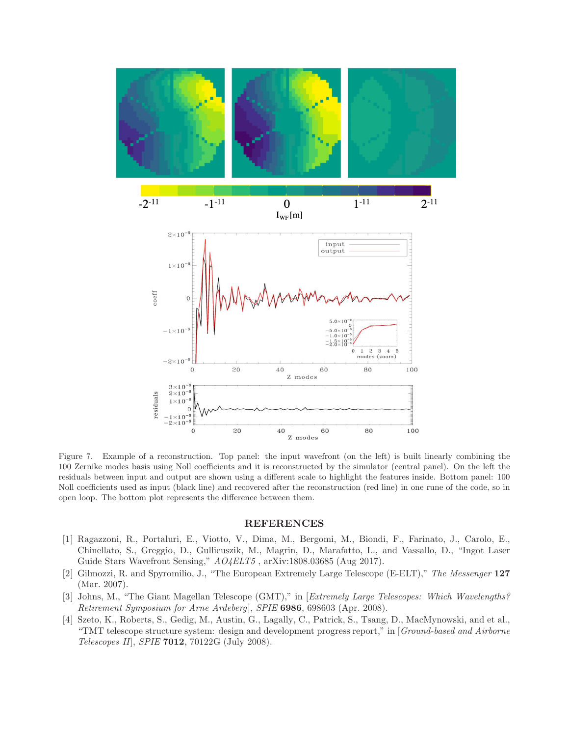Figure 7. Example of a reconstruction. Top panel: the input wavefront (on the left) is built linearly combining the 100 Zernike modes basis using Noll coefficients and it is reconstructed by the simulator (central panel). On the left the residuals between input and output are shown using a different scale to highlight the features inside. Bottom panel: 100 Noll coefficients used as input (black line) and recovered after the reconstruction (red line) in one rune of the code, so in open loop. The bottom plot represents the difference between them.

## REFERENCES

[1] Ragazzoni, R., Portaluri, E., Viotto, V., Dima, M., Bergomi, M., Biondi, F., Farinato, J., Carolo, E., Chinellato, S., Greggio, D., Gullieuszik, M., Magrin, D., Marafatto, L., and Vassallo, D., "Ingot Laser Guide Stars Wavefront Sensing," *AO4ELT5* , arXiv:1808.03685 (Aug 2017).

[2] Gilmozzi, R. and Spyromilio, J., "The European Extremely Large Telescope (E-ELT)," *The Messenger* **127** (Mar. 2007).

[3] Johns, M., "The Giant Magellan Telescope (GMT)," in [*Extremely Large Telescopes: Which Wavelengths? Retirement Symposium for Arne Ardeberg*], *SPIE* **6986**, 698603 (Apr. 2008).

[4] Szeto, K., Roberts, S., Gedig, M., Austin, G., Lagally, C., Patrick, S., Tsang, D., MacMynowski, and et al., "TMT telescope structure system: design and development progress report," in [*Ground-based and Airborne Telescopes II*], *SPIE* **7012**, 70122G (July 2008).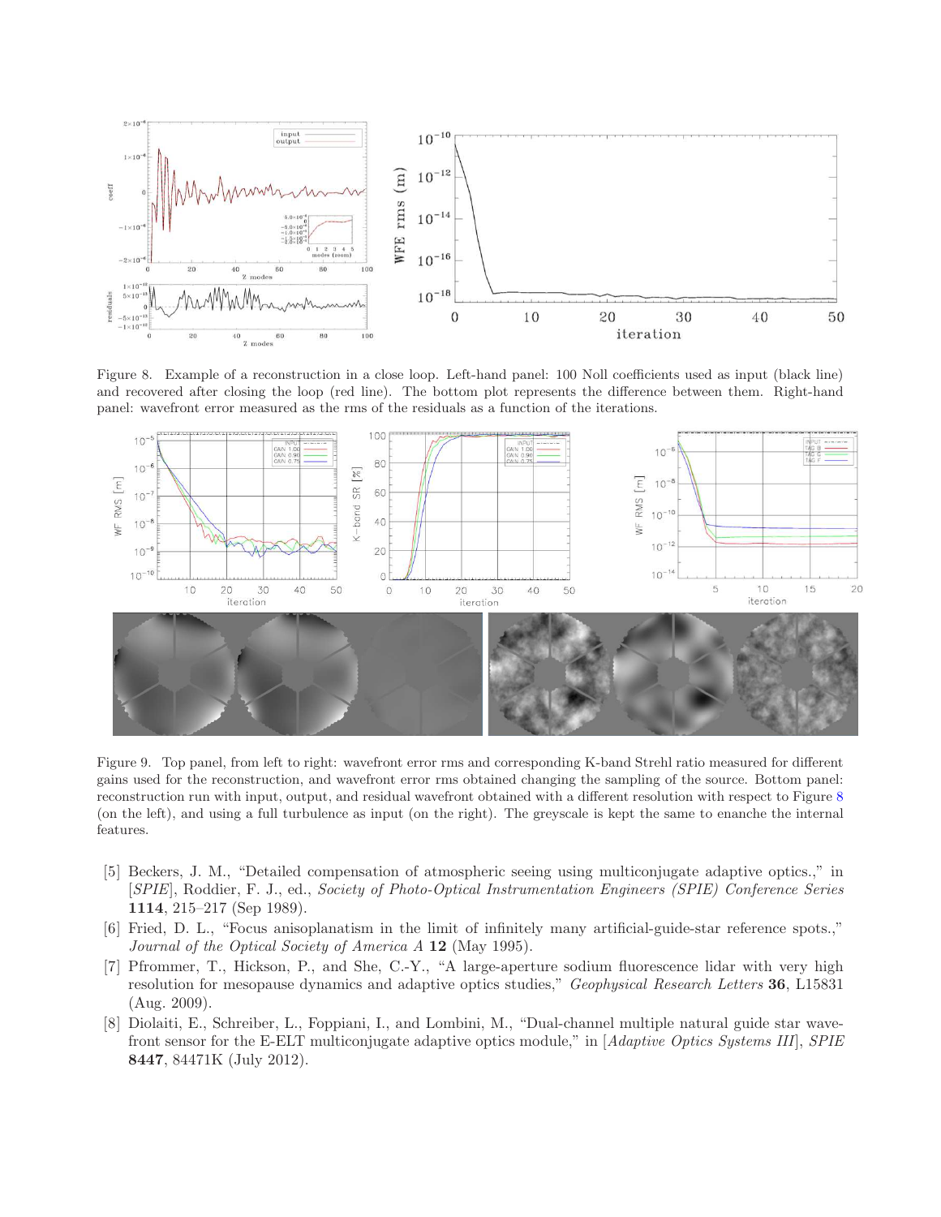Figure 8. Example of a reconstruction in a close loop. Left-hand panel: 100 Noll coefficients used as input (black line) and recovered after closing the loop (red line). The bottom plot represents the difference between them. Right-hand panel: wavefront error measured as the rms of the residuals as a function of the iterations.

Figure 9. Top panel, from left to right: wavefront error rms and corresponding K-band Strehl ratio measured for different gains used for the reconstruction, and wavefront error rms obtained changing the sampling of the source. Bottom panel: reconstruction run with input, output, and residual wavefront obtained with a different resolution with respect to Figure 8 (on the left), and using a full turbulence as input (on the right). The greyscale is kept the same to enanche the internal features.

[5] Beckers, J. M., "Detailed compensation of atmospheric seeing using multiconjugate adaptive optics.," in [*SPIE*], Roddier, F. J., ed., *Society of Photo-Optical Instrumentation Engineers (SPIE) Conference Series* **1114**, 215–217 (Sep 1989).

[6] Fried, D. L., "Focus anisoplanatism in the limit of infinitely many artificial-guide-star reference spots.," *Journal of the Optical Society of America A* **12** (May 1995).

[7] Pfrommer, T., Hickson, P., and She, C.-Y., "A large-aperture sodium fluorescence lidar with very high resolution for mesopause dynamics and adaptive optics studies," *Geophysical Research Letters* **36**, L15831 (Aug. 2009).

[8] Diolaiti, E., Schreiber, L., Foppiani, I., and Lombini, M., "Dual-channel multiple natural guide star wavefront sensor for the E-ELT multiconjugate adaptive optics module," in [*Adaptive Optics Systems III*], *SPIE* **8447**, 84471K (July 2012).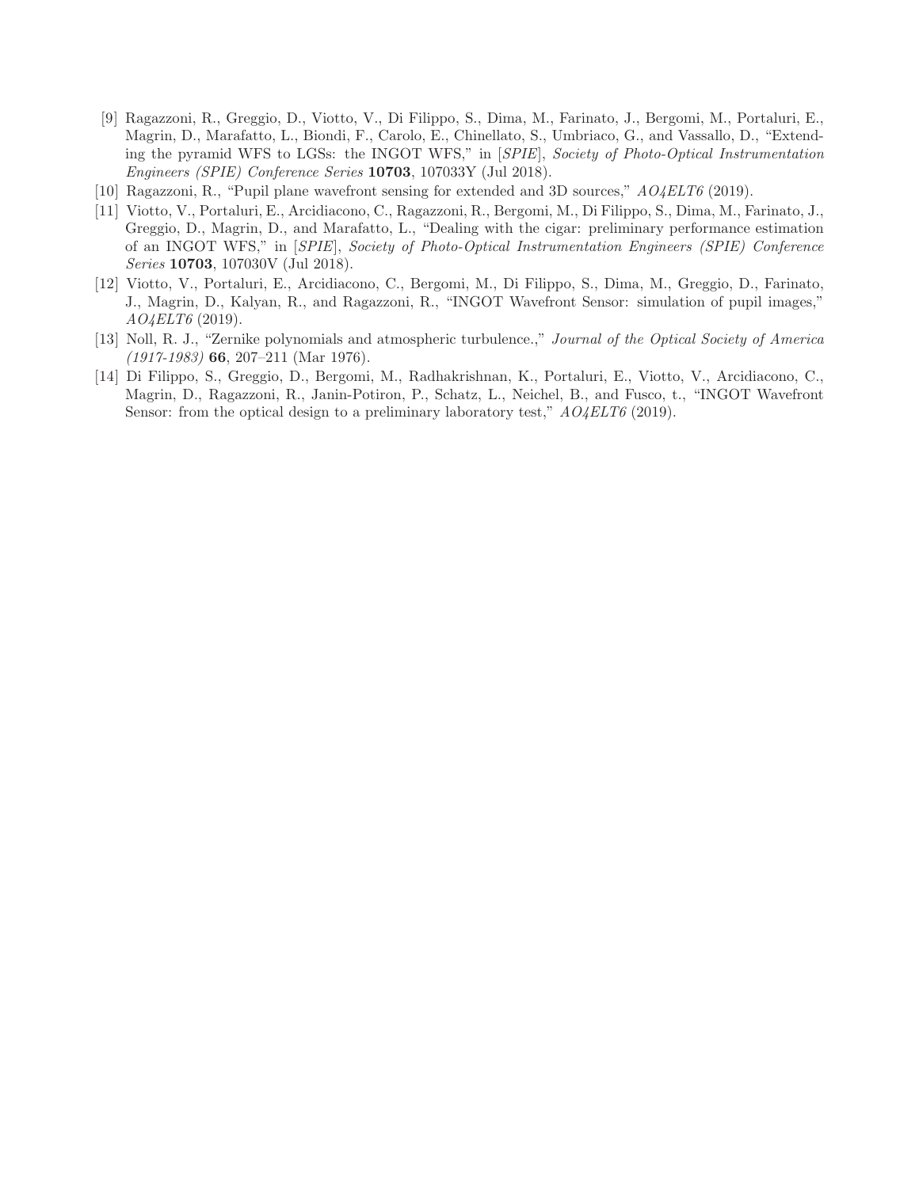[9] Ragazzoni, R., Greggio, D., Viotto, V., Di Filippo, S., Dima, M., Farinato, J., Bergomi, M., Portaluri, E., Magrin, D., Marafatto, L., Biondi, F., Carolo, E., Chinellato, S., Umbriaco, G., and Vassallo, D., "Extending the pyramid WFS to LGSs: the INGOT WFS," in [*SPIE*], *Society of Photo-Optical Instrumentation Engineers (SPIE) Conference Series* **10703**, 107033Y (Jul 2018).

[10] Ragazzoni, R., "Pupil plane wavefront sensing for extended and 3D sources," *AO4ELT6* (2019).

[11] Viotto, V., Portaluri, E., Arcidiacono, C., Ragazzoni, R., Bergomi, M., Di Filippo, S., Dima, M., Farinato, J., Greggio, D., Magrin, D., and Marafatto, L., "Dealing with the cigar: preliminary performance estimation of an INGOT WFS," in [*SPIE*], *Society of Photo-Optical Instrumentation Engineers (SPIE) Conference Series* **10703**, 107030V (Jul 2018).

[12] Viotto, V., Portaluri, E., Arcidiacono, C., Bergomi, M., Di Filippo, S., Dima, M., Greggio, D., Farinato, J., Magrin, D., Kalyan, R., and Ragazzoni, R., "INGOT Wavefront Sensor: simulation of pupil images," *AO4ELT6* (2019).

[13] Noll, R. J., "Zernike polynomials and atmospheric turbulence.," *Journal of the Optical Society of America (1917-1983)* **66**, 207–211 (Mar 1976).

[14] Di Filippo, S., Greggio, D., Bergomi, M., Radhakrishnan, K., Portaluri, E., Viotto, V., Arcidiacono, C., Magrin, D., Ragazzoni, R., Janin-Potiron, P., Schatz, L., Neichel, B., and Fusco, t., "INGOT Wavefront Sensor: from the optical design to a preliminary laboratory test," *AO4ELT6* (2019).